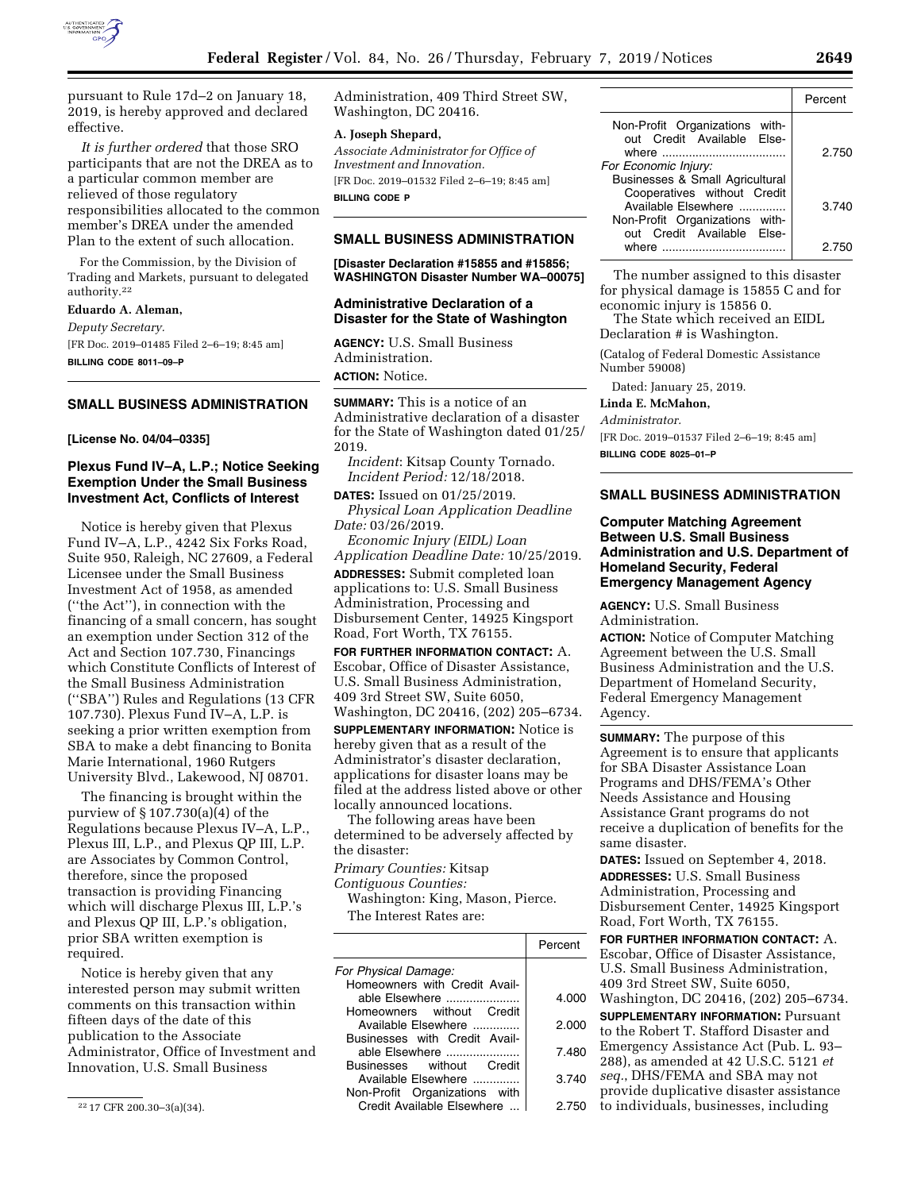pursuant to Rule 17d–2 on January 18, 2019, is hereby approved and declared effective.

*It is further ordered* that those SRO participants that are not the DREA as to a particular common member are relieved of those regulatory responsibilities allocated to the common member's DREA under the amended Plan to the extent of such allocation.

For the Commission, by the Division of Trading and Markets, pursuant to delegated authority.[22]

**Eduardo A. Aleman,**

*Deputy Secretary.*

[FR Doc. 2019–01485 Filed 2–6–19; 8:45 am]

**BILLING CODE 8011–09–P**

[22] 17 CFR 200.30–3(a)(34).

## SMALL BUSINESS ADMINISTRATION

**[License No. 04/04–0335]**

### Plexus Fund IV–A, L.P.; Notice Seeking Exemption Under the Small Business Investment Act, Conflicts of Interest

Notice is hereby given that Plexus Fund IV–A, L.P., 4242 Six Forks Road, Suite 950, Raleigh, NC 27609, a Federal Licensee under the Small Business Investment Act of 1958, as amended (''the Act''), in connection with the financing of a small concern, has sought an exemption under Section 312 of the Act and Section 107.730, Financings which Constitute Conflicts of Interest of the Small Business Administration (''SBA'') Rules and Regulations (13 CFR 107.730). Plexus Fund IV–A, L.P. is seeking a prior written exemption from SBA to make a debt financing to Bonita Marie International, 1960 Rutgers University Blvd., Lakewood, NJ 08701.

The financing is brought within the purview of § 107.730(a)(4) of the Regulations because Plexus IV–A, L.P., Plexus III, L.P., and Plexus QP III, L.P. are Associates by Common Control, therefore, since the proposed transaction is providing Financing which will discharge Plexus III, L.P.'s and Plexus QP III, L.P.'s obligation, prior SBA written exemption is required.

Notice is hereby given that any interested person may submit written comments on this transaction within fifteen days of the date of this publication to the Associate Administrator, Office of Investment and Innovation, U.S. Small Business Administration, 409 Third Street SW, Washington, DC 20416.

**A. Joseph Shepard,**

*Associate Administrator for Office of Investment and Innovation.*

[FR Doc. 2019–01532 Filed 2–6–19; 8:45 am]

**BILLING CODE P**

## SMALL BUSINESS ADMINISTRATION

**[Disaster Declaration #15855 and #15856; WASHINGTON Disaster Number WA–00075]**

### Administrative Declaration of a Disaster for the State of Washington

**AGENCY:** U.S. Small Business Administration.

**ACTION:** Notice.

**SUMMARY:** This is a notice of an Administrative declaration of a disaster for the State of Washington dated 01/25/2019.

*Incident*: Kitsap County Tornado.

*Incident Period:* 12/18/2018.

**DATES:** Issued on 01/25/2019.

*Physical Loan Application Deadline Date:* 03/26/2019.

*Economic Injury (EIDL) Loan Application Deadline Date:* 10/25/2019.

**ADDRESSES:** Submit completed loan applications to: U.S. Small Business Administration, Processing and Disbursement Center, 14925 Kingsport Road, Fort Worth, TX 76155.

**FOR FURTHER INFORMATION CONTACT:** A. Escobar, Office of Disaster Assistance, U.S. Small Business Administration, 409 3rd Street SW, Suite 6050, Washington, DC 20416, (202) 205–6734.

**SUPPLEMENTARY INFORMATION:** Notice is hereby given that as a result of the Administrator's disaster declaration, applications for disaster loans may be filed at the address listed above or other locally announced locations.

The following areas have been determined to be adversely affected by the disaster:

*Primary Counties:* Kitsap

*Contiguous Counties:*

Washington: King, Mason, Pierce.

The Interest Rates are:

| | Percent |
|---|---|
| *For Physical Damage:* | |
| Homeowners with Credit Available Elsewhere | 4.000 |
| Homeowners without Credit Available Elsewhere | 2.000 |
| Businesses with Credit Available Elsewhere | 7.480 |
| Businesses without Credit Available Elsewhere | 3.740 |
| Non-Profit Organizations with Credit Available Elsewhere | 2.750 |
| Non-Profit Organizations without Credit Available Elsewhere | 2.750 |
| *For Economic Injury:* | |
| Businesses & Small Agricultural Cooperatives without Credit Available Elsewhere | 3.740 |
| Non-Profit Organizations without Credit Available Elsewhere | 2.750 |

The number assigned to this disaster for physical damage is 15855 C and for economic injury is 15856 0.

The State which received an EIDL Declaration # is Washington.

(Catalog of Federal Domestic Assistance Number 59008)

Dated: January 25, 2019.

**Linda E. McMahon,**

*Administrator.*

[FR Doc. 2019–01537 Filed 2–6–19; 8:45 am]

**BILLING CODE 8025–01–P**

## SMALL BUSINESS ADMINISTRATION

### Computer Matching Agreement Between U.S. Small Business Administration and U.S. Department of Homeland Security, Federal Emergency Management Agency

**AGENCY:** U.S. Small Business Administration.

**ACTION:** Notice of Computer Matching Agreement between the U.S. Small Business Administration and the U.S. Department of Homeland Security, Federal Emergency Management Agency.

**SUMMARY:** The purpose of this Agreement is to ensure that applicants for SBA Disaster Assistance Loan Programs and DHS/FEMA's Other Needs Assistance and Housing Assistance Grant programs do not receive a duplication of benefits for the same disaster.

**DATES:** Issued on September 4, 2018.

**ADDRESSES:** U.S. Small Business Administration, Processing and Disbursement Center, 14925 Kingsport Road, Fort Worth, TX 76155.

**FOR FURTHER INFORMATION CONTACT:** A. Escobar, Office of Disaster Assistance, U.S. Small Business Administration, 409 3rd Street SW, Suite 6050, Washington, DC 20416, (202) 205–6734.

**SUPPLEMENTARY INFORMATION:** Pursuant to the Robert T. Stafford Disaster and Emergency Assistance Act (Pub. L. 93–288), as amended at 42 U.S.C. 5121 *et seq.*, DHS/FEMA and SBA may not provide duplicative disaster assistance to individuals, businesses, including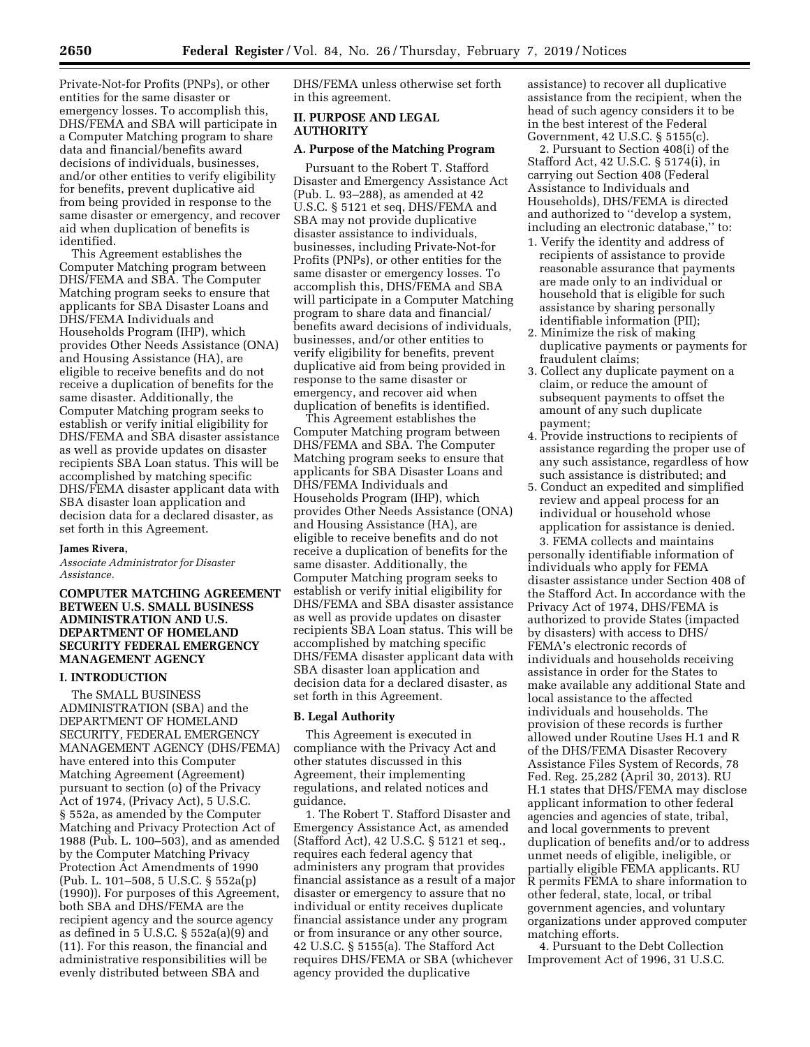Private-Not-for Profits (PNPs), or other entities for the same disaster or emergency losses. To accomplish this, DHS/FEMA and SBA will participate in a Computer Matching program to share data and financial/benefits award decisions of individuals, businesses, and/or other entities to verify eligibility for benefits, prevent duplicative aid from being provided in response to the same disaster or emergency, and recover aid when duplication of benefits is identified.

This Agreement establishes the Computer Matching program between DHS/FEMA and SBA. The Computer Matching program seeks to ensure that applicants for SBA Disaster Loans and DHS/FEMA Individuals and Households Program (IHP), which provides Other Needs Assistance (ONA) and Housing Assistance (HA), are eligible to receive benefits and do not receive a duplication of benefits for the same disaster. Additionally, the Computer Matching program seeks to establish or verify initial eligibility for DHS/FEMA and SBA disaster assistance as well as provide updates on disaster recipients SBA Loan status. This will be accomplished by matching specific DHS/FEMA disaster applicant data with SBA disaster loan application and decision data for a declared disaster, as set forth in this Agreement.

**James Rivera,**

*Associate Administrator for Disaster Assistance.*

## COMPUTER MATCHING AGREEMENT BETWEEN U.S. SMALL BUSINESS ADMINISTRATION AND U.S. DEPARTMENT OF HOMELAND SECURITY FEDERAL EMERGENCY MANAGEMENT AGENCY

### I. INTRODUCTION

The SMALL BUSINESS ADMINISTRATION (SBA) and the DEPARTMENT OF HOMELAND SECURITY, FEDERAL EMERGENCY MANAGEMENT AGENCY (DHS/FEMA) have entered into this Computer Matching Agreement (Agreement) pursuant to section (o) of the Privacy Act of 1974, (Privacy Act), 5 U.S.C. § 552a, as amended by the Computer Matching and Privacy Protection Act of 1988 (Pub. L. 100–503), and as amended by the Computer Matching Privacy Protection Act Amendments of 1990 (Pub. L. 101–508, 5 U.S.C. § 552a(p) (1990)). For purposes of this Agreement, both SBA and DHS/FEMA are the recipient agency and the source agency as defined in 5 U.S.C. § 552a(a)(9) and (11). For this reason, the financial and administrative responsibilities will be evenly distributed between SBA and DHS/FEMA unless otherwise set forth in this agreement.

### II. PURPOSE AND LEGAL AUTHORITY

#### A. Purpose of the Matching Program

Pursuant to the Robert T. Stafford Disaster and Emergency Assistance Act (Pub. L. 93–288), as amended at 42 U.S.C. § 5121 et seq, DHS/FEMA and SBA may not provide duplicative disaster assistance to individuals, businesses, including Private-Not-for Profits (PNPs), or other entities for the same disaster or emergency losses. To accomplish this, DHS/FEMA and SBA will participate in a Computer Matching program to share data and financial/benefits award decisions of individuals, businesses, and/or other entities to verify eligibility for benefits, prevent duplicative aid from being provided in response to the same disaster or emergency, and recover aid when duplication of benefits is identified.

This Agreement establishes the Computer Matching program between DHS/FEMA and SBA. The Computer Matching program seeks to ensure that applicants for SBA Disaster Loans and DHS/FEMA Individuals and Households Program (IHP), which provides Other Needs Assistance (ONA) and Housing Assistance (HA), are eligible to receive benefits and do not receive a duplication of benefits for the same disaster. Additionally, the Computer Matching program seeks to establish or verify initial eligibility for DHS/FEMA and SBA disaster assistance as well as provide updates on disaster recipients SBA Loan status. This will be accomplished by matching specific DHS/FEMA disaster applicant data with SBA disaster loan application and decision data for a declared disaster, as set forth in this Agreement.

#### B. Legal Authority

This Agreement is executed in compliance with the Privacy Act and other statutes discussed in this Agreement, their implementing regulations, and related notices and guidance.

1. The Robert T. Stafford Disaster and Emergency Assistance Act, as amended (Stafford Act), 42 U.S.C. § 5121 et seq., requires each federal agency that administers any program that provides financial assistance as a result of a major disaster or emergency to assure that no individual or entity receives duplicate financial assistance under any program or from insurance or any other source, 42 U.S.C. § 5155(a). The Stafford Act requires DHS/FEMA or SBA (whichever agency provided the duplicative assistance) to recover all duplicative assistance from the recipient, when the head of such agency considers it to be in the best interest of the Federal Government, 42 U.S.C. § 5155(c).

2. Pursuant to Section 408(i) of the Stafford Act, 42 U.S.C. § 5174(i), in carrying out Section 408 (Federal Assistance to Individuals and Households), DHS/FEMA is directed and authorized to ''develop a system, including an electronic database,'' to:

1. Verify the identity and address of recipients of assistance to provide reasonable assurance that payments are made only to an individual or household that is eligible for such assistance by sharing personally identifiable information (PII);
2. Minimize the risk of making duplicative payments or payments for fraudulent claims;
3. Collect any duplicate payment on a claim, or reduce the amount of subsequent payments to offset the amount of any such duplicate payment;
4. Provide instructions to recipients of assistance regarding the proper use of any such assistance, regardless of how such assistance is distributed; and
5. Conduct an expedited and simplified review and appeal process for an individual or household whose application for assistance is denied.

3. FEMA collects and maintains personally identifiable information of individuals who apply for FEMA disaster assistance under Section 408 of the Stafford Act. In accordance with the Privacy Act of 1974, DHS/FEMA is authorized to provide States (impacted by disasters) with access to DHS/FEMA's electronic records of individuals and households receiving assistance in order for the States to make available any additional State and local assistance to the affected individuals and households. The provision of these records is further allowed under Routine Uses H.1 and R of the DHS/FEMA Disaster Recovery Assistance Files System of Records, 78 Fed. Reg. 25,282 (April 30, 2013). RU H.1 states that DHS/FEMA may disclose applicant information to other federal agencies and agencies of state, tribal, and local governments to prevent duplication of benefits and/or to address unmet needs of eligible, ineligible, or partially eligible FEMA applicants. RU R permits FEMA to share information to other federal, state, local, or tribal government agencies, and voluntary organizations under approved computer matching efforts.

4. Pursuant to the Debt Collection Improvement Act of 1996, 31 U.S.C.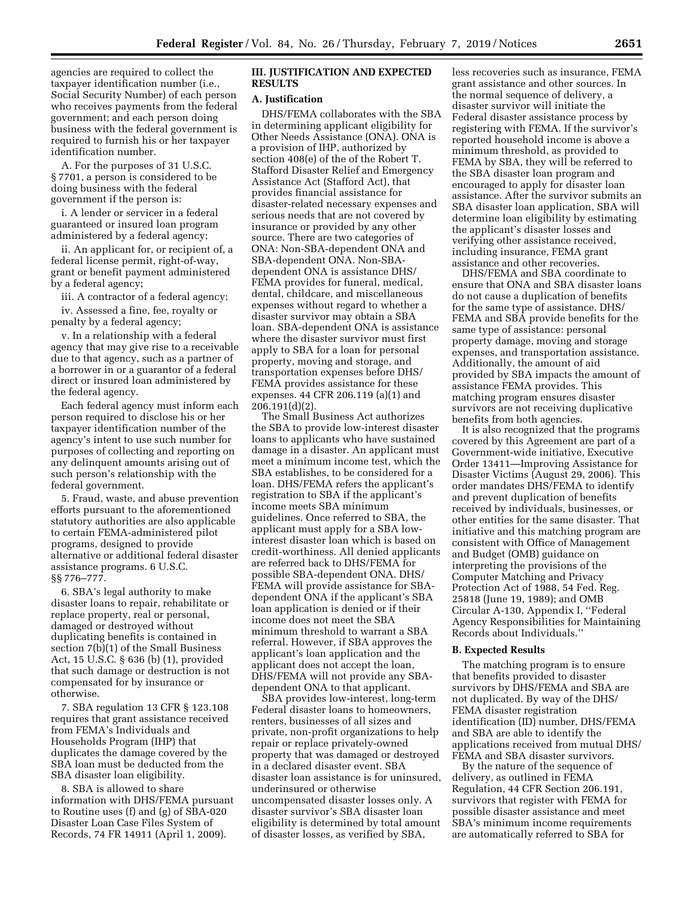agencies are required to collect the taxpayer identification number (i.e., Social Security Number) of each person who receives payments from the federal government; and each person doing business with the federal government is required to furnish his or her taxpayer identification number.

A. For the purposes of 31 U.S.C. § 7701, a person is considered to be doing business with the federal government if the person is:

i. A lender or servicer in a federal guaranteed or insured loan program administered by a federal agency;

ii. An applicant for, or recipient of, a federal license permit, right-of-way, grant or benefit payment administered by a federal agency;

iii. A contractor of a federal agency;

iv. Assessed a fine, fee, royalty or penalty by a federal agency;

v. In a relationship with a federal agency that may give rise to a receivable due to that agency, such as a partner of a borrower in or a guarantor of a federal direct or insured loan administered by the federal agency.

Each federal agency must inform each person required to disclose his or her taxpayer identification number of the agency's intent to use such number for purposes of collecting and reporting on any delinquent amounts arising out of such person's relationship with the federal government.

5. Fraud, waste, and abuse prevention efforts pursuant to the aforementioned statutory authorities are also applicable to certain FEMA-administered pilot programs, designed to provide alternative or additional federal disaster assistance programs. 6 U.S.C. §§ 776–777.

6. SBA's legal authority to make disaster loans to repair, rehabilitate or replace property, real or personal, damaged or destroyed without duplicating benefits is contained in section 7(b)(1) of the Small Business Act, 15 U.S.C. § 636 (b) (1), provided that such damage or destruction is not compensated for by insurance or otherwise.

7. SBA regulation 13 CFR § 123.108 requires that grant assistance received from FEMA's Individuals and Households Program (IHP) that duplicates the damage covered by the SBA loan must be deducted from the SBA disaster loan eligibility.

8. SBA is allowed to share information with DHS/FEMA pursuant to Routine uses (f) and (g) of SBA-020 Disaster Loan Case Files System of Records, 74 FR 14911 (April 1, 2009).

## III. JUSTIFICATION AND EXPECTED RESULTS

### A. Justification

DHS/FEMA collaborates with the SBA in determining applicant eligibility for Other Needs Assistance (ONA). ONA is a provision of IHP, authorized by section 408(e) of the of the Robert T. Stafford Disaster Relief and Emergency Assistance Act (Stafford Act), that provides financial assistance for disaster-related necessary expenses and serious needs that are not covered by insurance or provided by any other source. There are two categories of ONA: Non-SBA-dependent ONA and SBA-dependent ONA. Non-SBA-dependent ONA is assistance DHS/FEMA provides for funeral, medical, dental, childcare, and miscellaneous expenses without regard to whether a disaster survivor may obtain a SBA loan. SBA-dependent ONA is assistance where the disaster survivor must first apply to SBA for a loan for personal property, moving and storage, and transportation expenses before DHS/FEMA provides assistance for these expenses. 44 CFR 206.119 (a)(1) and 206.191(d)(2).

The Small Business Act authorizes the SBA to provide low-interest disaster loans to applicants who have sustained damage in a disaster. An applicant must meet a minimum income test, which the SBA establishes, to be considered for a loan. DHS/FEMA refers the applicant's registration to SBA if the applicant's income meets SBA minimum guidelines. Once referred to SBA, the applicant must apply for a SBA low-interest disaster loan which is based on credit-worthiness. All denied applicants are referred back to DHS/FEMA for possible SBA-dependent ONA. DHS/FEMA will provide assistance for SBA-dependent ONA if the applicant's SBA loan application is denied or if their income does not meet the SBA minimum threshold to warrant a SBA referral. However, if SBA approves the applicant's loan application and the applicant does not accept the loan, DHS/FEMA will not provide any SBA-dependent ONA to that applicant.

SBA provides low-interest, long-term Federal disaster loans to homeowners, renters, businesses of all sizes and private, non-profit organizations to help repair or replace privately-owned property that was damaged or destroyed in a declared disaster event. SBA disaster loan assistance is for uninsured, underinsured or otherwise uncompensated disaster losses only. A disaster survivor's SBA disaster loan eligibility is determined by total amount of disaster losses, as verified by SBA, less recoveries such as insurance, FEMA grant assistance and other sources. In the normal sequence of delivery, a disaster survivor will initiate the Federal disaster assistance process by registering with FEMA. If the survivor's reported household income is above a minimum threshold, as provided to FEMA by SBA, they will be referred to the SBA disaster loan program and encouraged to apply for disaster loan assistance. After the survivor submits an SBA disaster loan application, SBA will determine loan eligibility by estimating the applicant's disaster losses and verifying other assistance received, including insurance, FEMA grant assistance and other recoveries.

DHS/FEMA and SBA coordinate to ensure that ONA and SBA disaster loans do not cause a duplication of benefits for the same type of assistance. DHS/FEMA and SBA provide benefits for the same type of assistance: personal property damage, moving and storage expenses, and transportation assistance. Additionally, the amount of aid provided by SBA impacts the amount of assistance FEMA provides. This matching program ensures disaster survivors are not receiving duplicative benefits from both agencies.

It is also recognized that the programs covered by this Agreement are part of a Government-wide initiative, Executive Order 13411—Improving Assistance for Disaster Victims (August 29, 2006). This order mandates DHS/FEMA to identify and prevent duplication of benefits received by individuals, businesses, or other entities for the same disaster. That initiative and this matching program are consistent with Office of Management and Budget (OMB) guidance on interpreting the provisions of the Computer Matching and Privacy Protection Act of 1988, 54 Fed. Reg. 25818 (June 19, 1989); and OMB Circular A-130, Appendix I, ''Federal Agency Responsibilities for Maintaining Records about Individuals.''

### B. Expected Results

The matching program is to ensure that benefits provided to disaster survivors by DHS/FEMA and SBA are not duplicated. By way of the DHS/FEMA disaster registration identification (ID) number, DHS/FEMA and SBA are able to identify the applications received from mutual DHS/FEMA and SBA disaster survivors.

By the nature of the sequence of delivery, as outlined in FEMA Regulation, 44 CFR Section 206.191, survivors that register with FEMA for possible disaster assistance and meet SBA's minimum income requirements are automatically referred to SBA for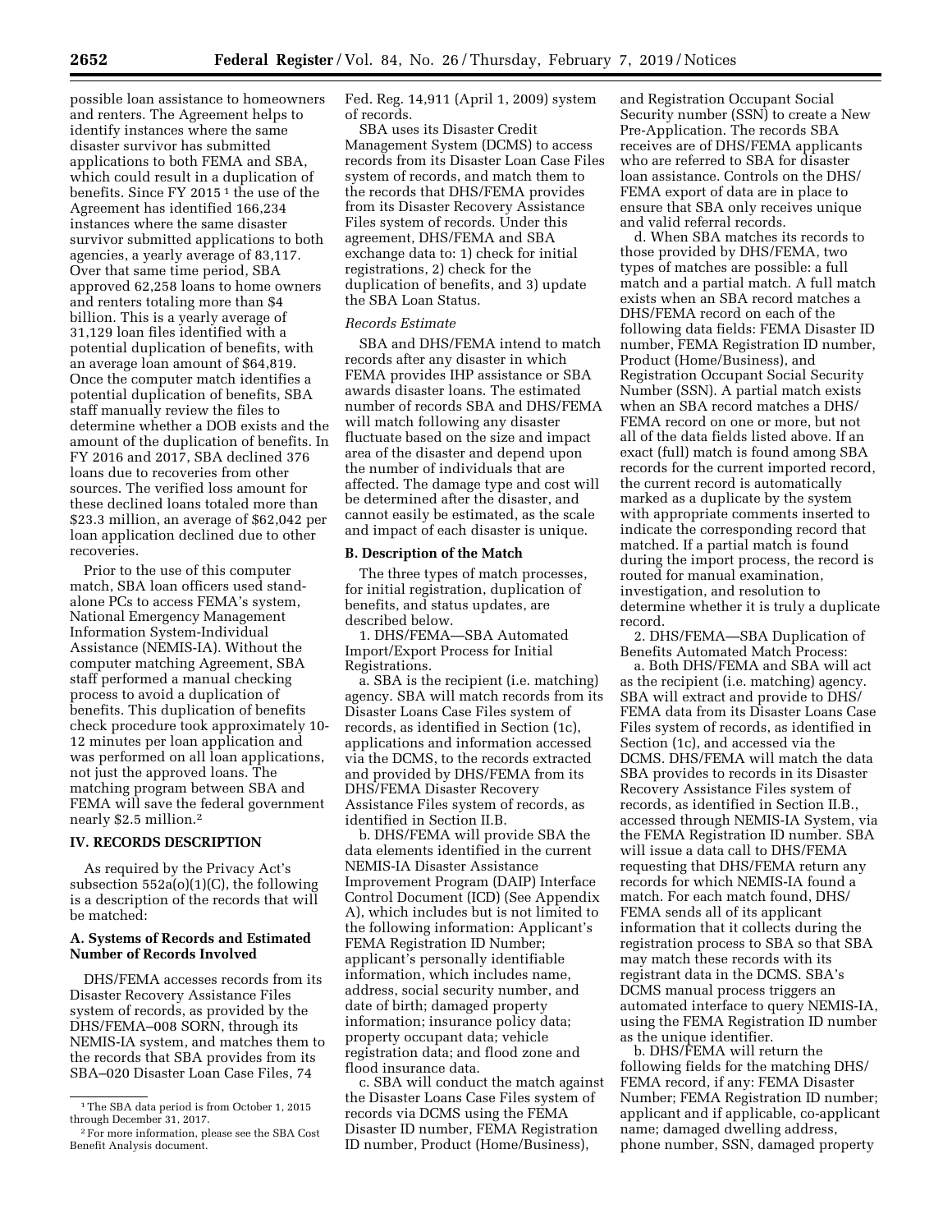possible loan assistance to homeowners and renters. The Agreement helps to identify instances where the same disaster survivor has submitted applications to both FEMA and SBA, which could result in a duplication of benefits. Since FY 2015 [1] the use of the Agreement has identified 166,234 instances where the same disaster survivor submitted applications to both agencies, a yearly average of 83,117. Over that same time period, SBA approved 62,258 loans to home owners and renters totaling more than $4 billion. This is a yearly average of 31,129 loan files identified with a potential duplication of benefits, with an average loan amount of $64,819. Once the computer match identifies a potential duplication of benefits, SBA staff manually review the files to determine whether a DOB exists and the amount of the duplication of benefits. In FY 2016 and 2017, SBA declined 376 loans due to recoveries from other sources. The verified loss amount for these declined loans totaled more than $23.3 million, an average of $62,042 per loan application declined due to other recoveries.

Prior to the use of this computer match, SBA loan officers used stand-alone PCs to access FEMA's system, National Emergency Management Information System-Individual Assistance (NEMIS-IA). Without the computer matching Agreement, SBA staff performed a manual checking process to avoid a duplication of benefits. This duplication of benefits check procedure took approximately 10-12 minutes per loan application and was performed on all loan applications, not just the approved loans. The matching program between SBA and FEMA will save the federal government nearly $2.5 million.[2]

## IV. RECORDS DESCRIPTION

As required by the Privacy Act's subsection 552a(o)(1)(C), the following is a description of the records that will be matched:

### A. Systems of Records and Estimated Number of Records Involved

DHS/FEMA accesses records from its Disaster Recovery Assistance Files system of records, as provided by the DHS/FEMA–008 SORN, through its NEMIS-IA system, and matches them to the records that SBA provides from its SBA–020 Disaster Loan Case Files, 74 Fed. Reg. 14,911 (April 1, 2009) system of records.

SBA uses its Disaster Credit Management System (DCMS) to access records from its Disaster Loan Case Files system of records, and match them to the records that DHS/FEMA provides from its Disaster Recovery Assistance Files system of records. Under this agreement, DHS/FEMA and SBA exchange data to: 1) check for initial registrations, 2) check for the duplication of benefits, and 3) update the SBA Loan Status.

*Records Estimate*

SBA and DHS/FEMA intend to match records after any disaster in which FEMA provides IHP assistance or SBA awards disaster loans. The estimated number of records SBA and DHS/FEMA will match following any disaster fluctuate based on the size and impact area of the disaster and depend upon the number of individuals that are affected. The damage type and cost will be determined after the disaster, and cannot easily be estimated, as the scale and impact of each disaster is unique.

### B. Description of the Match

The three types of match processes, for initial registration, duplication of benefits, and status updates, are described below.

1. DHS/FEMA—SBA Automated Import/Export Process for Initial Registrations.

a. SBA is the recipient (i.e. matching) agency. SBA will match records from its Disaster Loans Case Files system of records, as identified in Section (1c), applications and information accessed via the DCMS, to the records extracted and provided by DHS/FEMA from its DHS/FEMA Disaster Recovery Assistance Files system of records, as identified in Section II.B.

b. DHS/FEMA will provide SBA the data elements identified in the current NEMIS-IA Disaster Assistance Improvement Program (DAIP) Interface Control Document (ICD) (See Appendix A), which includes but is not limited to the following information: Applicant's FEMA Registration ID Number; applicant's personally identifiable information, which includes name, address, social security number, and date of birth; damaged property information; insurance policy data; property occupant data; vehicle registration data; and flood zone and flood insurance data.

c. SBA will conduct the match against the Disaster Loans Case Files system of records via DCMS using the FEMA Disaster ID number, FEMA Registration ID number, Product (Home/Business), and Registration Occupant Social Security number (SSN) to create a New Pre-Application. The records SBA receives are of DHS/FEMA applicants who are referred to SBA for disaster loan assistance. Controls on the DHS/FEMA export of data are in place to ensure that SBA only receives unique and valid referral records.

d. When SBA matches its records to those provided by DHS/FEMA, two types of matches are possible: a full match and a partial match. A full match exists when an SBA record matches a DHS/FEMA record on each of the following data fields: FEMA Disaster ID number, FEMA Registration ID number, Product (Home/Business), and Registration Occupant Social Security Number (SSN). A partial match exists when an SBA record matches a DHS/FEMA record on one or more, but not all of the data fields listed above. If an exact (full) match is found among SBA records for the current imported record, the current record is automatically marked as a duplicate by the system with appropriate comments inserted to indicate the corresponding record that matched. If a partial match is found during the import process, the record is routed for manual examination, investigation, and resolution to determine whether it is truly a duplicate record.

2. DHS/FEMA—SBA Duplication of Benefits Automated Match Process:

a. Both DHS/FEMA and SBA will act as the recipient (i.e. matching) agency. SBA will extract and provide to DHS/FEMA data from its Disaster Loans Case Files system of records, as identified in Section (1c), and accessed via the DCMS. DHS/FEMA will match the data SBA provides to records in its Disaster Recovery Assistance Files system of records, as identified in Section II.B., accessed through NEMIS-IA System, via the FEMA Registration ID number. SBA will issue a data call to DHS/FEMA requesting that DHS/FEMA return any records for which NEMIS-IA found a match. For each match found, DHS/FEMA sends all of its applicant information that it collects during the registration process to SBA so that SBA may match these records with its registrant data in the DCMS. SBA's DCMS manual process triggers an automated interface to query NEMIS-IA, using the FEMA Registration ID number as the unique identifier.

b. DHS/FEMA will return the following fields for the matching DHS/FEMA record, if any: FEMA Disaster Number; FEMA Registration ID number; applicant and if applicable, co-applicant name; damaged dwelling address, phone number, SSN, damaged property

[1] The SBA data period is from October 1, 2015 through December 31, 2017.

[2] For more information, please see the SBA Cost Benefit Analysis document.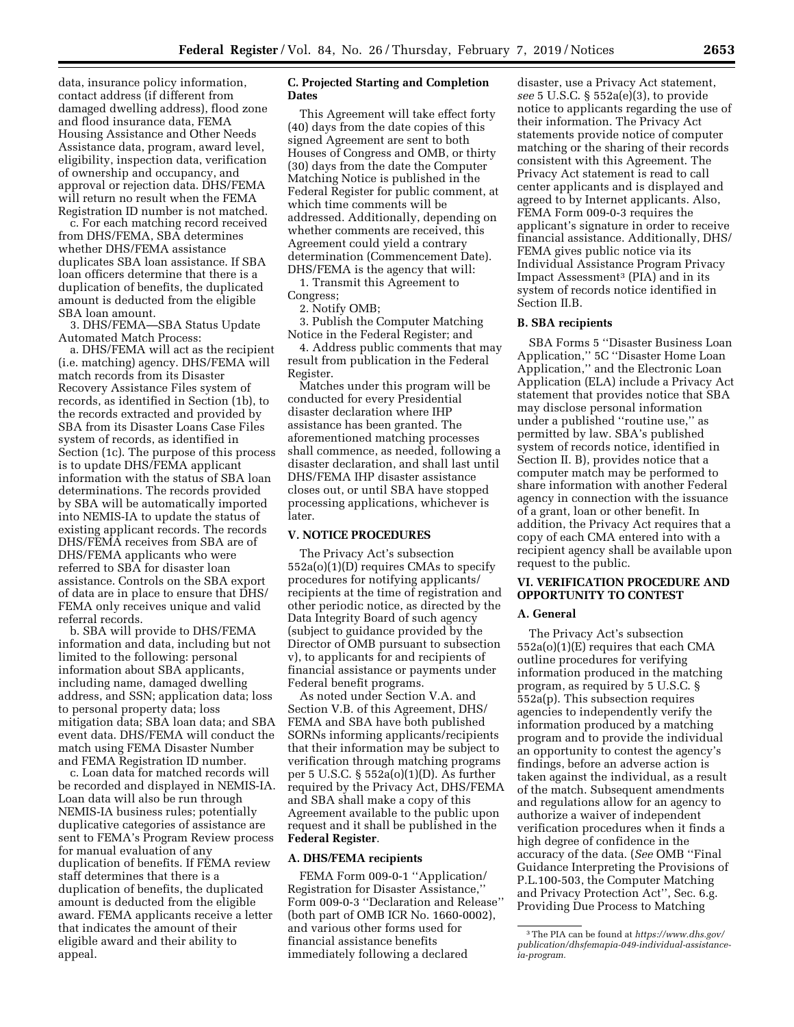data, insurance policy information, contact address (if different from damaged dwelling address), flood zone and flood insurance data, FEMA Housing Assistance and Other Needs Assistance data, program, award level, eligibility, inspection data, verification of ownership and occupancy, and approval or rejection data. DHS/FEMA will return no result when the FEMA Registration ID number is not matched.

c. For each matching record received from DHS/FEMA, SBA determines whether DHS/FEMA assistance duplicates SBA loan assistance. If SBA loan officers determine that there is a duplication of benefits, the duplicated amount is deducted from the eligible SBA loan amount.

3. DHS/FEMA—SBA Status Update Automated Match Process:

a. DHS/FEMA will act as the recipient (i.e. matching) agency. DHS/FEMA will match records from its Disaster Recovery Assistance Files system of records, as identified in Section (1b), to the records extracted and provided by SBA from its Disaster Loans Case Files system of records, as identified in Section (1c). The purpose of this process is to update DHS/FEMA applicant information with the status of SBA loan determinations. The records provided by SBA will be automatically imported into NEMIS-IA to update the status of existing applicant records. The records DHS/FEMA receives from SBA are of DHS/FEMA applicants who were referred to SBA for disaster loan assistance. Controls on the SBA export of data are in place to ensure that DHS/FEMA only receives unique and valid referral records.

b. SBA will provide to DHS/FEMA information and data, including but not limited to the following: personal information about SBA applicants, including name, damaged dwelling address, and SSN; application data; loss to personal property data; loss mitigation data; SBA loan data; and SBA event data. DHS/FEMA will conduct the match using FEMA Disaster Number and FEMA Registration ID number.

c. Loan data for matched records will be recorded and displayed in NEMIS-IA. Loan data will also be run through NEMIS-IA business rules; potentially duplicative categories of assistance are sent to FEMA's Program Review process for manual evaluation of any duplication of benefits. If FEMA review staff determines that there is a duplication of benefits, the duplicated amount is deducted from the eligible award. FEMA applicants receive a letter that indicates the amount of their eligible award and their ability to appeal.

### C. Projected Starting and Completion Dates

This Agreement will take effect forty (40) days from the date copies of this signed Agreement are sent to both Houses of Congress and OMB, or thirty (30) days from the date the Computer Matching Notice is published in the Federal Register for public comment, at which time comments will be addressed. Additionally, depending on whether comments are received, this Agreement could yield a contrary determination (Commencement Date). DHS/FEMA is the agency that will:

1. Transmit this Agreement to Congress;
2. Notify OMB;
3. Publish the Computer Matching Notice in the Federal Register; and
4. Address public comments that may result from publication in the Federal Register.

Matches under this program will be conducted for every Presidential disaster declaration where IHP assistance has been granted. The aforementioned matching processes shall commence, as needed, following a disaster declaration, and shall last until DHS/FEMA IHP disaster assistance closes out, or until SBA have stopped processing applications, whichever is later.

## V. NOTICE PROCEDURES

The Privacy Act's subsection 552a(o)(1)(D) requires CMAs to specify procedures for notifying applicants/recipients at the time of registration and other periodic notice, as directed by the Data Integrity Board of such agency (subject to guidance provided by the Director of OMB pursuant to subsection v), to applicants for and recipients of financial assistance or payments under Federal benefit programs.

As noted under Section V.A. and Section V.B. of this Agreement, DHS/FEMA and SBA have both published SORNs informing applicants/recipients that their information may be subject to verification through matching programs per 5 U.S.C. § 552a(o)(1)(D). As further required by the Privacy Act, DHS/FEMA and SBA shall make a copy of this Agreement available to the public upon request and it shall be published in the **Federal Register**.

### A. DHS/FEMA recipients

FEMA Form 009-0-1 ''Application/Registration for Disaster Assistance,'' Form 009-0-3 ''Declaration and Release'' (both part of OMB ICR No. 1660-0002), and various other forms used for financial assistance benefits immediately following a declared disaster, use a Privacy Act statement, *see* 5 U.S.C. § 552a(e)(3), to provide notice to applicants regarding the use of their information. The Privacy Act statements provide notice of computer matching or the sharing of their records consistent with this Agreement. The Privacy Act statement is read to call center applicants and is displayed and agreed to by Internet applicants. Also, FEMA Form 009-0-3 requires the applicant's signature in order to receive financial assistance. Additionally, DHS/FEMA gives public notice via its Individual Assistance Program Privacy Impact Assessment[3] (PIA) and in its system of records notice identified in Section II.B.

### B. SBA recipients

SBA Forms 5 ''Disaster Business Loan Application,'' 5C ''Disaster Home Loan Application,'' and the Electronic Loan Application (ELA) include a Privacy Act statement that provides notice that SBA may disclose personal information under a published ''routine use,'' as permitted by law. SBA's published system of records notice, identified in Section II. B), provides notice that a computer match may be performed to share information with another Federal agency in connection with the issuance of a grant, loan or other benefit. In addition, the Privacy Act requires that a copy of each CMA entered into with a recipient agency shall be available upon request to the public.

## VI. VERIFICATION PROCEDURE AND OPPORTUNITY TO CONTEST

### A. General

The Privacy Act's subsection 552a(o)(1)(E) requires that each CMA outline procedures for verifying information produced in the matching program, as required by 5 U.S.C. § 552a(p). This subsection requires agencies to independently verify the information produced by a matching program and to provide the individual an opportunity to contest the agency's findings, before an adverse action is taken against the individual, as a result of the match. Subsequent amendments and regulations allow for an agency to authorize a waiver of independent verification procedures when it finds a high degree of confidence in the accuracy of the data. (*See* OMB ''Final Guidance Interpreting the Provisions of P.L.100-503, the Computer Matching and Privacy Protection Act'', Sec. 6.g. Providing Due Process to Matching

[3] The PIA can be found at *https://www.dhs.gov/publication/dhsfemapia-049-individual-assistance-ia-program.*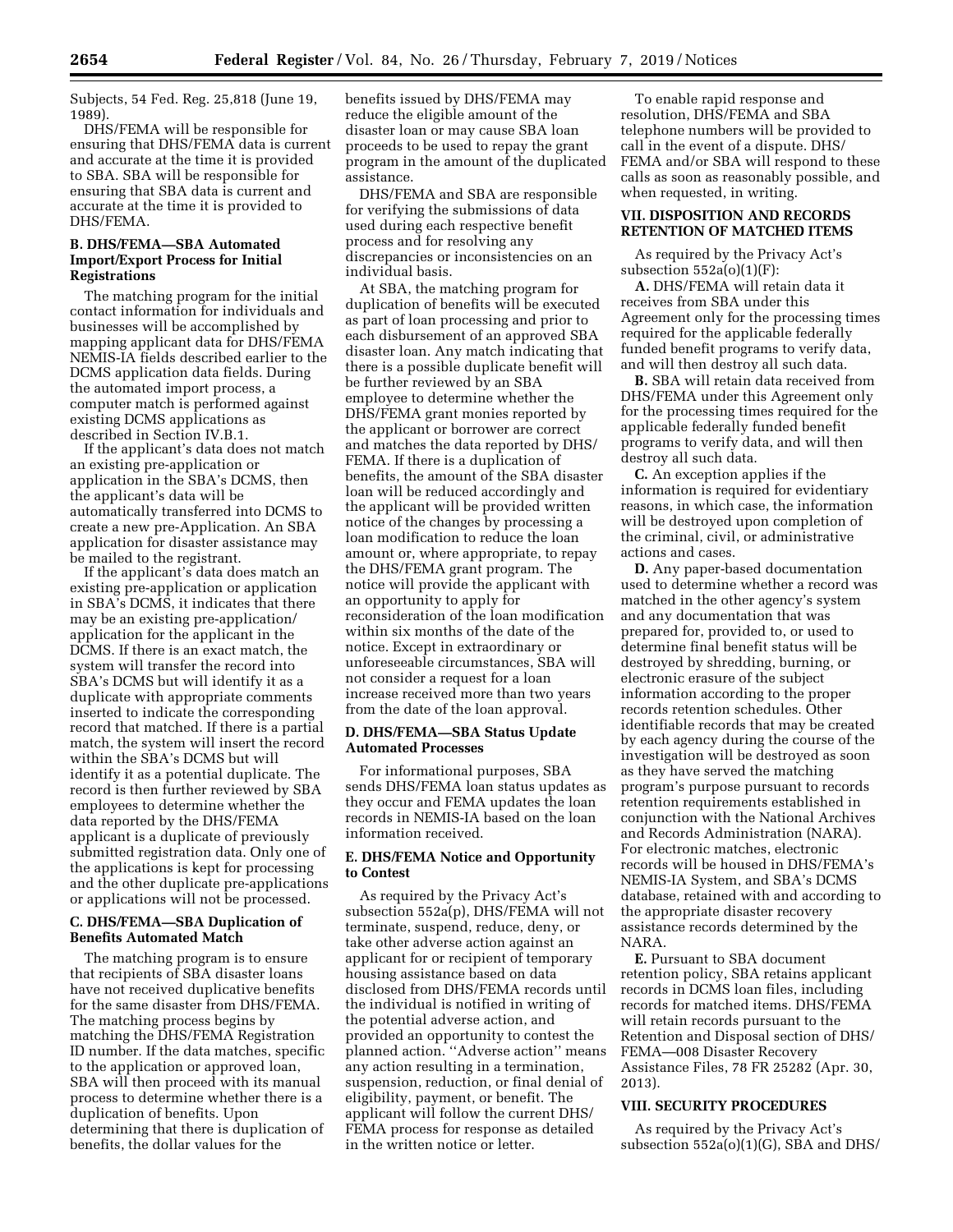Subjects, 54 Fed. Reg. 25,818 (June 19, 1989).

DHS/FEMA will be responsible for ensuring that DHS/FEMA data is current and accurate at the time it is provided to SBA. SBA will be responsible for ensuring that SBA data is current and accurate at the time it is provided to DHS/FEMA.

**B. DHS/FEMA—SBA Automated Import/Export Process for Initial Registrations**

The matching program for the initial contact information for individuals and businesses will be accomplished by mapping applicant data for DHS/FEMA NEMIS-IA fields described earlier to the DCMS application data fields. During the automated import process, a computer match is performed against existing DCMS applications as described in Section IV.B.1.

If the applicant's data does not match an existing pre-application or application in the SBA's DCMS, then the applicant's data will be automatically transferred into DCMS to create a new pre-Application. An SBA application for disaster assistance may be mailed to the registrant.

If the applicant's data does match an existing pre-application or application in SBA's DCMS, it indicates that there may be an existing pre-application/application for the applicant in the DCMS. If there is an exact match, the system will transfer the record into SBA's DCMS but will identify it as a duplicate with appropriate comments inserted to indicate the corresponding record that matched. If there is a partial match, the system will insert the record within the SBA's DCMS but will identify it as a potential duplicate. The record is then further reviewed by SBA employees to determine whether the data reported by the DHS/FEMA applicant is a duplicate of previously submitted registration data. Only one of the applications is kept for processing and the other duplicate pre-applications or applications will not be processed.

**C. DHS/FEMA—SBA Duplication of Benefits Automated Match**

The matching program is to ensure that recipients of SBA disaster loans have not received duplicative benefits for the same disaster from DHS/FEMA. The matching process begins by matching the DHS/FEMA Registration ID number. If the data matches, specific to the application or approved loan, SBA will then proceed with its manual process to determine whether there is a duplication of benefits. Upon determining that there is duplication of benefits, the dollar values for the benefits issued by DHS/FEMA may reduce the eligible amount of the disaster loan or may cause SBA loan proceeds to be used to repay the grant program in the amount of the duplicated assistance.

DHS/FEMA and SBA are responsible for verifying the submissions of data used during each respective benefit process and for resolving any discrepancies or inconsistencies on an individual basis.

At SBA, the matching program for duplication of benefits will be executed as part of loan processing and prior to each disbursement of an approved SBA disaster loan. Any match indicating that there is a possible duplicate benefit will be further reviewed by an SBA employee to determine whether the DHS/FEMA grant monies reported by the applicant or borrower are correct and matches the data reported by DHS/FEMA. If there is a duplication of benefits, the amount of the SBA disaster loan will be reduced accordingly and the applicant will be provided written notice of the changes by processing a loan modification to reduce the loan amount or, where appropriate, to repay the DHS/FEMA grant program. The notice will provide the applicant with an opportunity to apply for reconsideration of the loan modification within six months of the date of the notice. Except in extraordinary or unforeseeable circumstances, SBA will not consider a request for a loan increase received more than two years from the date of the loan approval.

**D. DHS/FEMA—SBA Status Update Automated Processes**

For informational purposes, SBA sends DHS/FEMA loan status updates as they occur and FEMA updates the loan records in NEMIS-IA based on the loan information received.

**E. DHS/FEMA Notice and Opportunity to Contest**

As required by the Privacy Act's subsection 552a(p), DHS/FEMA will not terminate, suspend, reduce, deny, or take other adverse action against an applicant for or recipient of temporary housing assistance based on data disclosed from DHS/FEMA records until the individual is notified in writing of the potential adverse action, and provided an opportunity to contest the planned action. ''Adverse action'' means any action resulting in a termination, suspension, reduction, or final denial of eligibility, payment, or benefit. The applicant will follow the current DHS/FEMA process for response as detailed in the written notice or letter.

To enable rapid response and resolution, DHS/FEMA and SBA telephone numbers will be provided to call in the event of a dispute. DHS/FEMA and/or SBA will respond to these calls as soon as reasonably possible, and when requested, in writing.

**VII. DISPOSITION AND RECORDS RETENTION OF MATCHED ITEMS**

As required by the Privacy Act's subsection 552a(o)(1)(F):

**A.** DHS/FEMA will retain data it receives from SBA under this Agreement only for the processing times required for the applicable federally funded benefit programs to verify data, and will then destroy all such data.

**B.** SBA will retain data received from DHS/FEMA under this Agreement only for the processing times required for the applicable federally funded benefit programs to verify data, and will then destroy all such data.

**C.** An exception applies if the information is required for evidentiary reasons, in which case, the information will be destroyed upon completion of the criminal, civil, or administrative actions and cases.

**D.** Any paper-based documentation used to determine whether a record was matched in the other agency's system and any documentation that was prepared for, provided to, or used to determine final benefit status will be destroyed by shredding, burning, or electronic erasure of the subject information according to the proper records retention schedules. Other identifiable records that may be created by each agency during the course of the investigation will be destroyed as soon as they have served the matching program's purpose pursuant to records retention requirements established in conjunction with the National Archives and Records Administration (NARA). For electronic matches, electronic records will be housed in DHS/FEMA's NEMIS-IA System, and SBA's DCMS database, retained with and according to the appropriate disaster recovery assistance records determined by the NARA.

**E.** Pursuant to SBA document retention policy, SBA retains applicant records in DCMS loan files, including records for matched items. DHS/FEMA will retain records pursuant to the Retention and Disposal section of DHS/FEMA—008 Disaster Recovery Assistance Files, 78 FR 25282 (Apr. 30, 2013).

**VIII. SECURITY PROCEDURES**

As required by the Privacy Act's subsection 552a(o)(1)(G), SBA and DHS/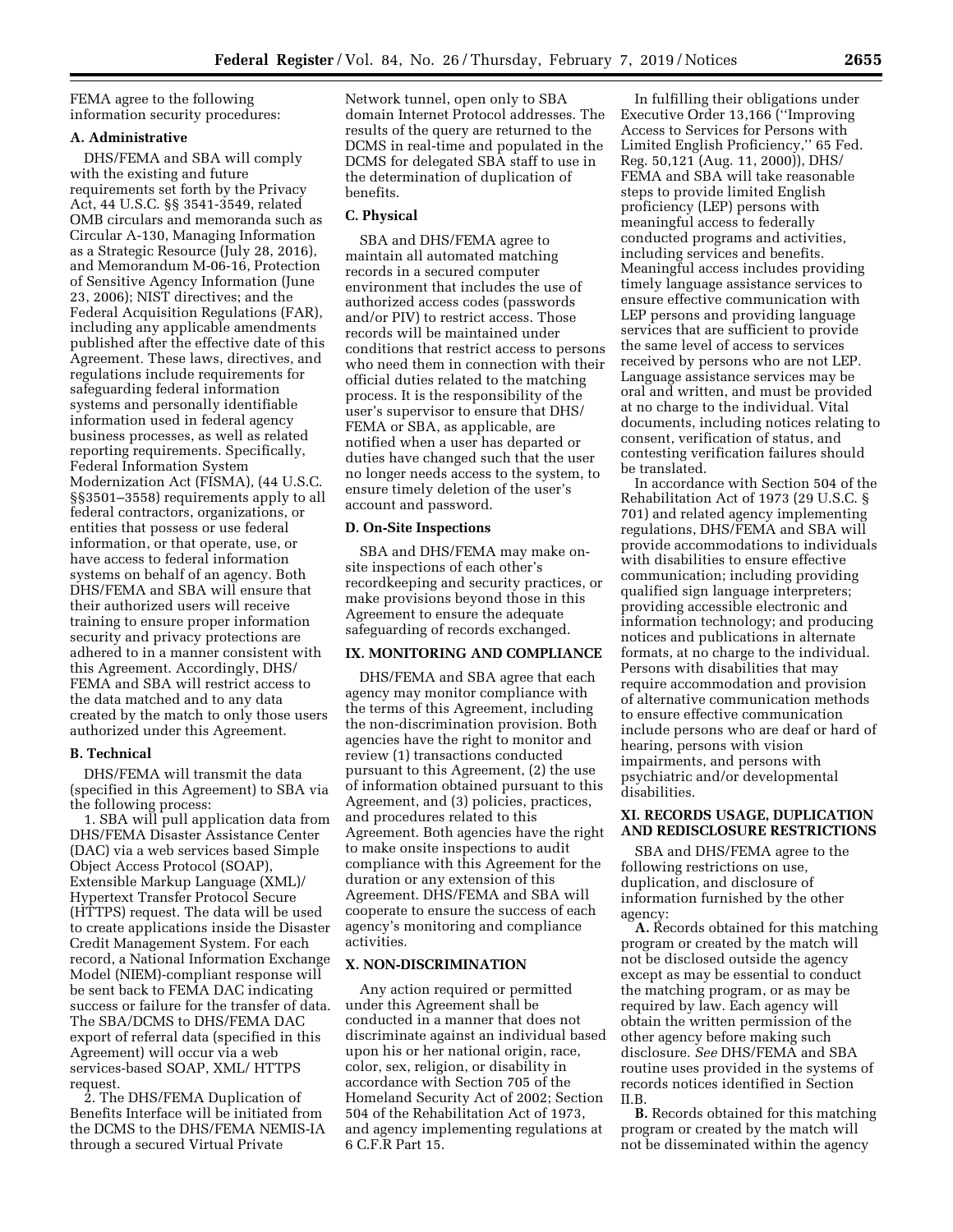FEMA agree to the following information security procedures:

### A. Administrative

DHS/FEMA and SBA will comply with the existing and future requirements set forth by the Privacy Act, 44 U.S.C. §§ 3541-3549, related OMB circulars and memoranda such as Circular A-130, Managing Information as a Strategic Resource (July 28, 2016), and Memorandum M-06-16, Protection of Sensitive Agency Information (June 23, 2006); NIST directives; and the Federal Acquisition Regulations (FAR), including any applicable amendments published after the effective date of this Agreement. These laws, directives, and regulations include requirements for safeguarding federal information systems and personally identifiable information used in federal agency business processes, as well as related reporting requirements. Specifically, Federal Information System Modernization Act (FISMA), (44 U.S.C. §§3501–3558) requirements apply to all federal contractors, organizations, or entities that possess or use federal information, or that operate, use, or have access to federal information systems on behalf of an agency. Both DHS/FEMA and SBA will ensure that their authorized users will receive training to ensure proper information security and privacy protections are adhered to in a manner consistent with this Agreement. Accordingly, DHS/FEMA and SBA will restrict access to the data matched and to any data created by the match to only those users authorized under this Agreement.

### B. Technical

DHS/FEMA will transmit the data (specified in this Agreement) to SBA via the following process:

1. SBA will pull application data from DHS/FEMA Disaster Assistance Center (DAC) via a web services based Simple Object Access Protocol (SOAP), Extensible Markup Language (XML)/Hypertext Transfer Protocol Secure (HTTPS) request. The data will be used to create applications inside the Disaster Credit Management System. For each record, a National Information Exchange Model (NIEM)-compliant response will be sent back to FEMA DAC indicating success or failure for the transfer of data. The SBA/DCMS to DHS/FEMA DAC export of referral data (specified in this Agreement) will occur via a web services-based SOAP, XML/ HTTPS request.

2. The DHS/FEMA Duplication of Benefits Interface will be initiated from the DCMS to the DHS/FEMA NEMIS-IA through a secured Virtual Private Network tunnel, open only to SBA domain Internet Protocol addresses. The results of the query are returned to the DCMS in real-time and populated in the DCMS for delegated SBA staff to use in the determination of duplication of benefits.

### C. Physical

SBA and DHS/FEMA agree to maintain all automated matching records in a secured computer environment that includes the use of authorized access codes (passwords and/or PIV) to restrict access. Those records will be maintained under conditions that restrict access to persons who need them in connection with their official duties related to the matching process. It is the responsibility of the user's supervisor to ensure that DHS/FEMA or SBA, as applicable, are notified when a user has departed or duties have changed such that the user no longer needs access to the system, to ensure timely deletion of the user's account and password.

### D. On-Site Inspections

SBA and DHS/FEMA may make on-site inspections of each other's recordkeeping and security practices, or make provisions beyond those in this Agreement to ensure the adequate safeguarding of records exchanged.

## IX. MONITORING AND COMPLIANCE

DHS/FEMA and SBA agree that each agency may monitor compliance with the terms of this Agreement, including the non-discrimination provision. Both agencies have the right to monitor and review (1) transactions conducted pursuant to this Agreement, (2) the use of information obtained pursuant to this Agreement, and (3) policies, practices, and procedures related to this Agreement. Both agencies have the right to make onsite inspections to audit compliance with this Agreement for the duration or any extension of this Agreement. DHS/FEMA and SBA will cooperate to ensure the success of each agency's monitoring and compliance activities.

## X. NON-DISCRIMINATION

Any action required or permitted under this Agreement shall be conducted in a manner that does not discriminate against an individual based upon his or her national origin, race, color, sex, religion, or disability in accordance with Section 705 of the Homeland Security Act of 2002; Section 504 of the Rehabilitation Act of 1973, and agency implementing regulations at 6 C.F.R Part 15.

In fulfilling their obligations under Executive Order 13,166 ("Improving Access to Services for Persons with Limited English Proficiency," 65 Fed. Reg. 50,121 (Aug. 11, 2000)), DHS/FEMA and SBA will take reasonable steps to provide limited English proficiency (LEP) persons with meaningful access to federally conducted programs and activities, including services and benefits. Meaningful access includes providing timely language assistance services to ensure effective communication with LEP persons and providing language services that are sufficient to provide the same level of access to services received by persons who are not LEP. Language assistance services may be oral and written, and must be provided at no charge to the individual. Vital documents, including notices relating to consent, verification of status, and contesting verification failures should be translated.

In accordance with Section 504 of the Rehabilitation Act of 1973 (29 U.S.C. § 701) and related agency implementing regulations, DHS/FEMA and SBA will provide accommodations to individuals with disabilities to ensure effective communication; including providing qualified sign language interpreters; providing accessible electronic and information technology; and producing notices and publications in alternate formats, at no charge to the individual. Persons with disabilities that may require accommodation and provision of alternative communication methods to ensure effective communication include persons who are deaf or hard of hearing, persons with vision impairments, and persons with psychiatric and/or developmental disabilities.

## XI. RECORDS USAGE, DUPLICATION AND REDISCLOSURE RESTRICTIONS

SBA and DHS/FEMA agree to the following restrictions on use, duplication, and disclosure of information furnished by the other agency:

**A.** Records obtained for this matching program or created by the match will not be disclosed outside the agency except as may be essential to conduct the matching program, or as may be required by law. Each agency will obtain the written permission of the other agency before making such disclosure. *See* DHS/FEMA and SBA routine uses provided in the systems of records notices identified in Section II.B.

**B.** Records obtained for this matching program or created by the match will not be disseminated within the agency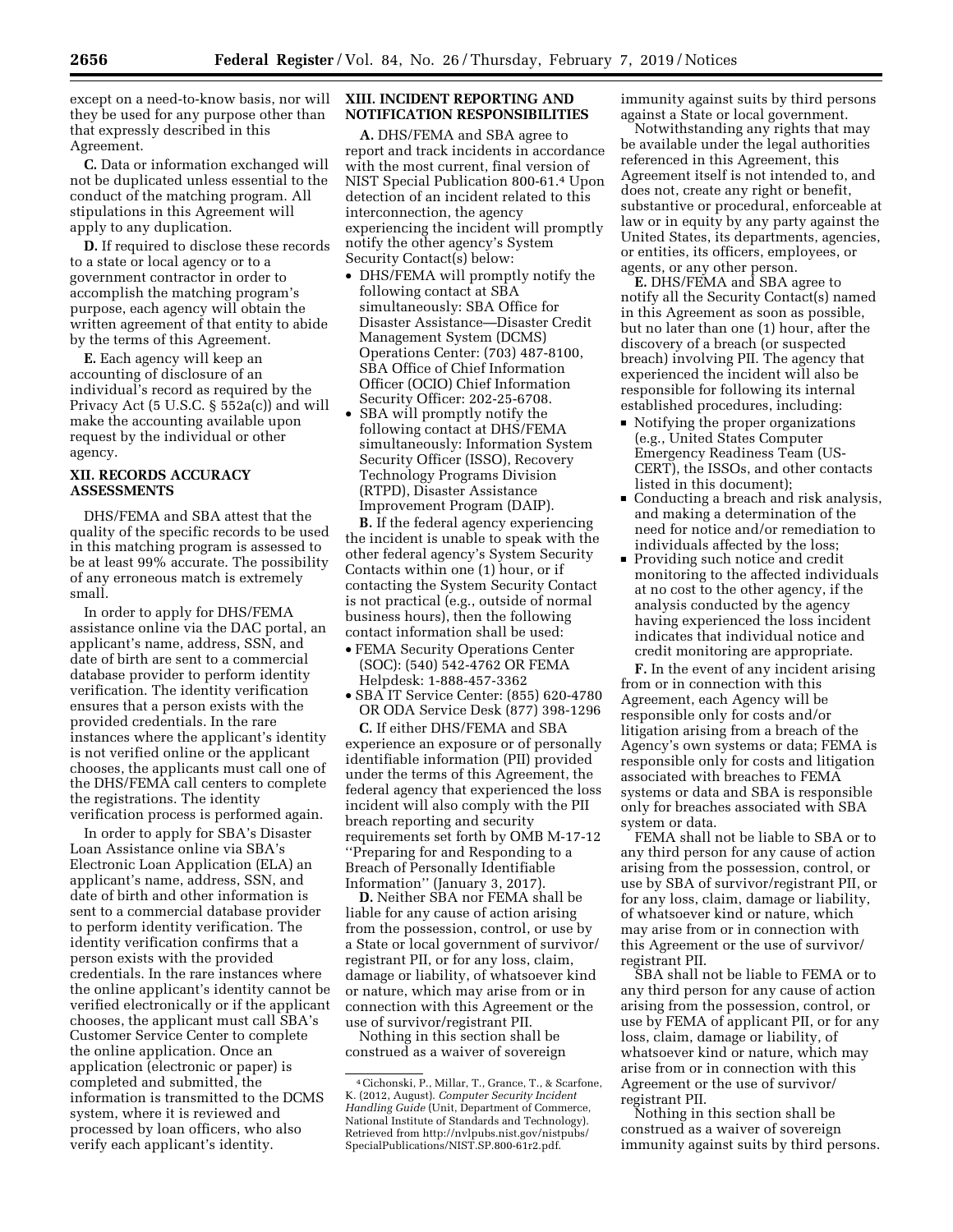except on a need-to-know basis, nor will they be used for any purpose other than that expressly described in this Agreement.

**C.** Data or information exchanged will not be duplicated unless essential to the conduct of the matching program. All stipulations in this Agreement will apply to any duplication.

**D.** If required to disclose these records to a state or local agency or to a government contractor in order to accomplish the matching program's purpose, each agency will obtain the written agreement of that entity to abide by the terms of this Agreement.

**E.** Each agency will keep an accounting of disclosure of an individual's record as required by the Privacy Act (5 U.S.C. § 552a(c)) and will make the accounting available upon request by the individual or other agency.

## XII. RECORDS ACCURACY ASSESSMENTS

DHS/FEMA and SBA attest that the quality of the specific records to be used in this matching program is assessed to be at least 99% accurate. The possibility of any erroneous match is extremely small.

In order to apply for DHS/FEMA assistance online via the DAC portal, an applicant's name, address, SSN, and date of birth are sent to a commercial database provider to perform identity verification. The identity verification ensures that a person exists with the provided credentials. In the rare instances where the applicant's identity is not verified online or the applicant chooses, the applicants must call one of the DHS/FEMA call centers to complete the registrations. The identity verification process is performed again.

In order to apply for SBA's Disaster Loan Assistance online via SBA's Electronic Loan Application (ELA) an applicant's name, address, SSN, and date of birth and other information is sent to a commercial database provider to perform identity verification. The identity verification confirms that a person exists with the provided credentials. In the rare instances where the online applicant's identity cannot be verified electronically or if the applicant chooses, the applicant must call SBA's Customer Service Center to complete the online application. Once an application (electronic or paper) is completed and submitted, the information is transmitted to the DCMS system, where it is reviewed and processed by loan officers, who also verify each applicant's identity.

## XIII. INCIDENT REPORTING AND NOTIFICATION RESPONSIBILITIES

**A.** DHS/FEMA and SBA agree to report and track incidents in accordance with the most current, final version of NIST Special Publication 800-61.[4] Upon detection of an incident related to this interconnection, the agency experiencing the incident will promptly notify the other agency's System Security Contact(s) below:

- DHS/FEMA will promptly notify the following contact at SBA simultaneously: SBA Office for Disaster Assistance—Disaster Credit Management System (DCMS) Operations Center: (703) 487-8100, SBA Office of Chief Information Officer (OCIO) Chief Information Security Officer: 202-25-6708.
- SBA will promptly notify the following contact at DHS/FEMA simultaneously: Information System Security Officer (ISSO), Recovery Technology Programs Division (RTPD), Disaster Assistance Improvement Program (DAIP).

**B.** If the federal agency experiencing the incident is unable to speak with the other federal agency's System Security Contacts within one (1) hour, or if contacting the System Security Contact is not practical (e.g., outside of normal business hours), then the following contact information shall be used:

- FEMA Security Operations Center (SOC): (540) 542-4762 OR FEMA Helpdesk: 1-888-457-3362
- SBA IT Service Center: (855) 620-4780 OR ODA Service Desk (877) 398-1296

**C.** If either DHS/FEMA and SBA experience an exposure or of personally identifiable information (PII) provided under the terms of this Agreement, the federal agency that experienced the loss incident will also comply with the PII breach reporting and security requirements set forth by OMB M-17-12 "Preparing for and Responding to a Breach of Personally Identifiable Information" (January 3, 2017).

**D.** Neither SBA nor FEMA shall be liable for any cause of action arising from the possession, control, or use by a State or local government of survivor/registrant PII, or for any loss, claim, damage or liability, of whatsoever kind or nature, which may arise from or in connection with this Agreement or the use of survivor/registrant PII.

Nothing in this section shall be construed as a waiver of sovereign immunity against suits by third persons against a State or local government.

Notwithstanding any rights that may be available under the legal authorities referenced in this Agreement, this Agreement itself is not intended to, and does not, create any right or benefit, substantive or procedural, enforceable at law or in equity by any party against the United States, its departments, agencies, or entities, its officers, employees, or agents, or any other person.

**E.** DHS/FEMA and SBA agree to notify all the Security Contact(s) named in this Agreement as soon as possible, but no later than one (1) hour, after the discovery of a breach (or suspected breach) involving PII. The agency that experienced the incident will also be responsible for following its internal established procedures, including:

- Notifying the proper organizations (e.g., United States Computer Emergency Readiness Team (US-CERT), the ISSOs, and other contacts listed in this document);
- Conducting a breach and risk analysis, and making a determination of the need for notice and/or remediation to individuals affected by the loss;
- Providing such notice and credit monitoring to the affected individuals at no cost to the other agency, if the analysis conducted by the agency having experienced the loss incident indicates that individual notice and credit monitoring are appropriate.

**F.** In the event of any incident arising from or in connection with this Agreement, each Agency will be responsible only for costs and/or litigation arising from a breach of the Agency's own systems or data; FEMA is responsible only for costs and litigation associated with breaches to FEMA systems or data and SBA is responsible only for breaches associated with SBA system or data.

FEMA shall not be liable to SBA or to any third person for any cause of action arising from the possession, control, or use by SBA of survivor/registrant PII, or for any loss, claim, damage or liability, of whatsoever kind or nature, which may arise from or in connection with this Agreement or the use of survivor/registrant PII.

SBA shall not be liable to FEMA or to any third person for any cause of action arising from the possession, control, or use by FEMA of applicant PII, or for any loss, claim, damage or liability, of whatsoever kind or nature, which may arise from or in connection with this Agreement or the use of survivor/registrant PII.

Nothing in this section shall be construed as a waiver of sovereign immunity against suits by third persons.

[4] Cichonski, P., Millar, T., Grance, T., & Scarfone, K. (2012, August). *Computer Security Incident Handling Guide* (Unit, Department of Commerce, National Institute of Standards and Technology). Retrieved from http://nvlpubs.nist.gov/nistpubs/SpecialPublications/NIST.SP.800-61r2.pdf.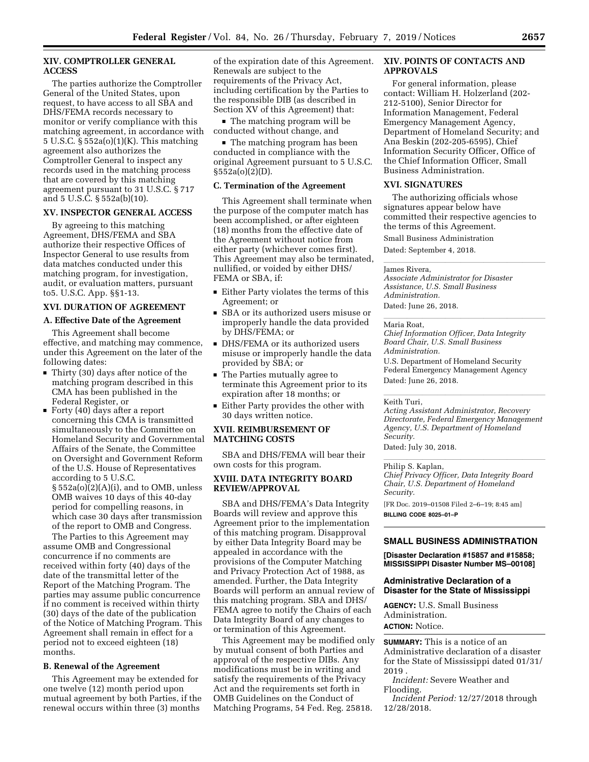## XIV. COMPTROLLER GENERAL ACCESS

The parties authorize the Comptroller General of the United States, upon request, to have access to all SBA and DHS/FEMA records necessary to monitor or verify compliance with this matching agreement, in accordance with 5 U.S.C. § 552a(o)(1)(K). This matching agreement also authorizes the Comptroller General to inspect any records used in the matching process that are covered by this matching agreement pursuant to 31 U.S.C. § 717 and 5 U.S.C. § 552a(b)(10).

## XV. INSPECTOR GENERAL ACCESS

By agreeing to this matching Agreement, DHS/FEMA and SBA authorize their respective Offices of Inspector General to use results from data matches conducted under this matching program, for investigation, audit, or evaluation matters, pursuant to5. U.S.C. App. §§1-13.

## XVI. DURATION OF AGREEMENT

### A. Effective Date of the Agreement

This Agreement shall become effective, and matching may commence, under this Agreement on the later of the following dates:

- Thirty (30) days after notice of the matching program described in this CMA has been published in the Federal Register, or
- Forty (40) days after a report concerning this CMA is transmitted simultaneously to the Committee on Homeland Security and Governmental Affairs of the Senate, the Committee on Oversight and Government Reform of the U.S. House of Representatives according to 5 U.S.C. § 552a(o)(2)(A)(i), and to OMB, unless OMB waives 10 days of this 40-day period for compelling reasons, in which case 30 days after transmission of the report to OMB and Congress.

The Parties to this Agreement may assume OMB and Congressional concurrence if no comments are received within forty (40) days of the date of the transmittal letter of the Report of the Matching Program. The parties may assume public concurrence if no comment is received within thirty (30) days of the date of the publication of the Notice of Matching Program. This Agreement shall remain in effect for a period not to exceed eighteen (18) months.

### B. Renewal of the Agreement

This Agreement may be extended for one twelve (12) month period upon mutual agreement by both Parties, if the renewal occurs within three (3) months of the expiration date of this Agreement. Renewals are subject to the requirements of the Privacy Act, including certification by the Parties to the responsible DIB (as described in Section XV of this Agreement) that:

- The matching program will be conducted without change, and
- The matching program has been conducted in compliance with the original Agreement pursuant to 5 U.S.C. §552a(o)(2)(D).

### C. Termination of the Agreement

This Agreement shall terminate when the purpose of the computer match has been accomplished, or after eighteen (18) months from the effective date of the Agreement without notice from either party (whichever comes first). This Agreement may also be terminated, nullified, or voided by either DHS/FEMA or SBA, if:

- Either Party violates the terms of this Agreement; or
- SBA or its authorized users misuse or improperly handle the data provided by DHS/FEMA; or
- DHS/FEMA or its authorized users misuse or improperly handle the data provided by SBA; or
- The Parties mutually agree to terminate this Agreement prior to its expiration after 18 months; or
- Either Party provides the other with 30 days written notice.

## XVII. REIMBURSEMENT OF MATCHING COSTS

SBA and DHS/FEMA will bear their own costs for this program.

## XVIII. DATA INTEGRITY BOARD REVIEW/APPROVAL

SBA and DHS/FEMA's Data Integrity Boards will review and approve this Agreement prior to the implementation of this matching program. Disapproval by either Data Integrity Board may be appealed in accordance with the provisions of the Computer Matching and Privacy Protection Act of 1988, as amended. Further, the Data Integrity Boards will perform an annual review of this matching program. SBA and DHS/FEMA agree to notify the Chairs of each Data Integrity Board of any changes to or termination of this Agreement.

This Agreement may be modified only by mutual consent of both Parties and approval of the respective DIBs. Any modifications must be in writing and satisfy the requirements of the Privacy Act and the requirements set forth in OMB Guidelines on the Conduct of Matching Programs, 54 Fed. Reg. 25818.

## XIV. POINTS OF CONTACTS AND APPROVALS

For general information, please contact: William H. Holzerland (202-212-5100), Senior Director for Information Management, Federal Emergency Management Agency, Department of Homeland Security; and Ana Beskin (202-205-6595), Chief Information Security Officer, Office of the Chief Information Officer, Small Business Administration.

## XVI. SIGNATURES

The authorizing officials whose signatures appear below have committed their respective agencies to the terms of this Agreement.

Small Business Administration

Dated: September 4, 2018.

James Rivera,
*Associate Administrator for Disaster Assistance, U.S. Small Business Administration.*

Dated: June 26, 2018.

Maria Roat,
*Chief Information Officer, Data Integrity Board Chair, U.S. Small Business Administration.*

U.S. Department of Homeland Security
Federal Emergency Management Agency

Dated: June 26, 2018.

Keith Turi,
*Acting Assistant Administrator, Recovery Directorate, Federal Emergency Management Agency, U.S. Department of Homeland Security.*

Dated: July 30, 2018.

Philip S. Kaplan,
*Chief Privacy Officer, Data Integrity Board Chair, U.S. Department of Homeland Security.*

[FR Doc. 2019–01508 Filed 2–6–19; 8:45 am]

**BILLING CODE 8025–01–P**

---

## SMALL BUSINESS ADMINISTRATION

**[Disaster Declaration #15857 and #15858; MISSISSIPPI Disaster Number MS–00108]**

## Administrative Declaration of a Disaster for the State of Mississippi

**AGENCY:** U.S. Small Business Administration.

**ACTION:** Notice.

**SUMMARY:** This is a notice of an Administrative declaration of a disaster for the State of Mississippi dated 01/31/2019 .

*Incident:* Severe Weather and Flooding.

*Incident Period:* 12/27/2018 through 12/28/2018.